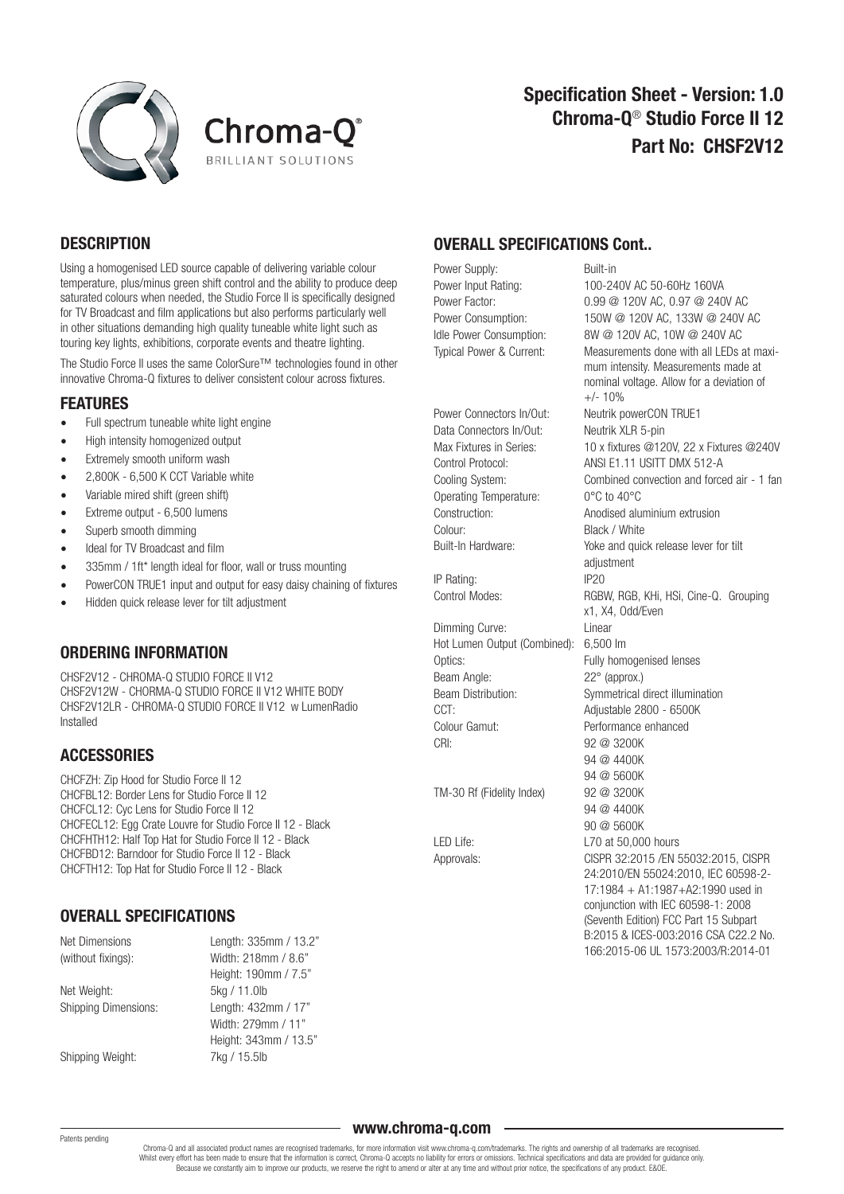# Specification Sheet - Version: 1.0
# Chroma-Q® Studio Force II 12
# Part No: CHSF2V12

## DESCRIPTION

Using a homogenised LED source capable of delivering variable colour temperature, plus/minus green shift control and the ability to produce deep saturated colours when needed, the Studio Force II is specifically designed for TV Broadcast and film applications but also performs particularly well in other situations demanding high quality tuneable white light such as touring key lights, exhibitions, corporate events and theatre lighting.

The Studio Force II uses the same ColorSure™ technologies found in other innovative Chroma-Q fixtures to deliver consistent colour across fixtures.

## FEATURES

- Full spectrum tuneable white light engine
- High intensity homogenized output
- Extremely smooth uniform wash
- 2,800K - 6,500 K CCT Variable white
- Variable mired shift (green shift)
- Extreme output - 6,500 lumens
- Superb smooth dimming
- Ideal for TV Broadcast and film
- 335mm / 1ft* length ideal for floor, wall or truss mounting
- PowerCON TRUE1 input and output for easy daisy chaining of fixtures
- Hidden quick release lever for tilt adjustment

## ORDERING INFORMATION

CHSF2V12 - CHROMA-Q STUDIO FORCE II V12
CHSF2V12W - CHORMA-Q STUDIO FORCE II V12 WHITE BODY
CHSF2V12LR - CHROMA-Q STUDIO FORCE II V12 w LumenRadio Installed

## ACCESSORIES

CHCFZH: Zip Hood for Studio Force II 12
CHCFBL12: Border Lens for Studio Force II 12
CHCFCL12: Cyc Lens for Studio Force II 12
CHCFECL12: Egg Crate Louvre for Studio Force II 12 - Black
CHCFHTH12: Half Top Hat for Studio Force II 12 - Black
CHCFBD12: Barndoor for Studio Force II 12 - Black
CHCFTH12: Top Hat for Studio Force II 12 - Black

## OVERALL SPECIFICATIONS

| | |
|---|---|
| Net Dimensions (without fixings): | Length: 335mm / 13.2"<br>Width: 218mm / 8.6"<br>Height: 190mm / 7.5" |
| Net Weight: | 5kg / 11.0lb |
| Shipping Dimensions: | Length: 432mm / 17"<br>Width: 279mm / 11"<br>Height: 343mm / 13.5" |
| Shipping Weight: | 7kg / 15.5lb |

## OVERALL SPECIFICATIONS Cont..

| | |
|---|---|
| Power Supply: | Built-in |
| Power Input Rating: | 100-240V AC 50-60Hz 160VA |
| Power Factor: | 0.99 @ 120V AC, 0.97 @ 240V AC |
| Power Consumption: | 150W @ 120V AC, 133W @ 240V AC |
| Idle Power Consumption: | 8W @ 120V AC, 10W @ 240V AC |
| Typical Power & Current: | Measurements done with all LEDs at maximum intensity. Measurements made at nominal voltage. Allow for a deviation of +/- 10% |
| Power Connectors In/Out: | Neutrik powerCON TRUE1 |
| Data Connectors In/Out: | Neutrik XLR 5-pin |
| Max Fixtures in Series: | 10 x fixtures @120V, 22 x Fixtures @240V |
| Control Protocol: | ANSI E1.11 USITT DMX 512-A |
| Cooling System: | Combined convection and forced air - 1 fan |
| Operating Temperature: | 0°C to 40°C |
| Construction: | Anodised aluminium extrusion |
| Colour: | Black / White |
| Built-In Hardware: | Yoke and quick release lever for tilt adjustment |
| IP Rating: | IP20 |
| Control Modes: | RGBW, RGB, KHi, HSi, Cine-Q. Grouping x1, X4, Odd/Even |
| Dimming Curve: | Linear |
| Hot Lumen Output (Combined): | 6,500 lm |
| Optics: | Fully homogenised lenses |
| Beam Angle: | 22° (approx.) |
| Beam Distribution: | Symmetrical direct illumination |
| CCT: | Adjustable 2800 - 6500K |
| Colour Gamut: | Performance enhanced |
| CRI: | 92 @ 3200K<br>94 @ 4400K<br>94 @ 5600K |
| TM-30 Rf (Fidelity Index) | 92 @ 3200K<br>94 @ 4400K<br>90 @ 5600K |
| LED Life: | L70 at 50,000 hours |
| Approvals: | CISPR 32:2015 /EN 55032:2015, CISPR 24:2010/EN 55024:2010, IEC 60598-2-17:1984 + A1:1987+A2:1990 used in conjunction with IEC 60598-1: 2008 (Seventh Edition) FCC Part 15 Subpart B:2015 & ICES-003:2016 CSA C22.2 No. 166:2015-06 UL 1573:2003/R:2014-01 |

Patents pending

www.chroma-q.com

Chroma-Q and all associated product names are recognised trademarks, for more information visit www.chroma-q.com/trademarks. The rights and ownership of all trademarks are recognised. Whilst every effort has been made to ensure that the information is correct, Chroma-Q accepts no liability for errors or omissions. Technical specifications and data are provided for guidance only. Because we constantly aim to improve our products, we reserve the right to amend or alter at any time and without prior notice, the specifications of any product. E&OE.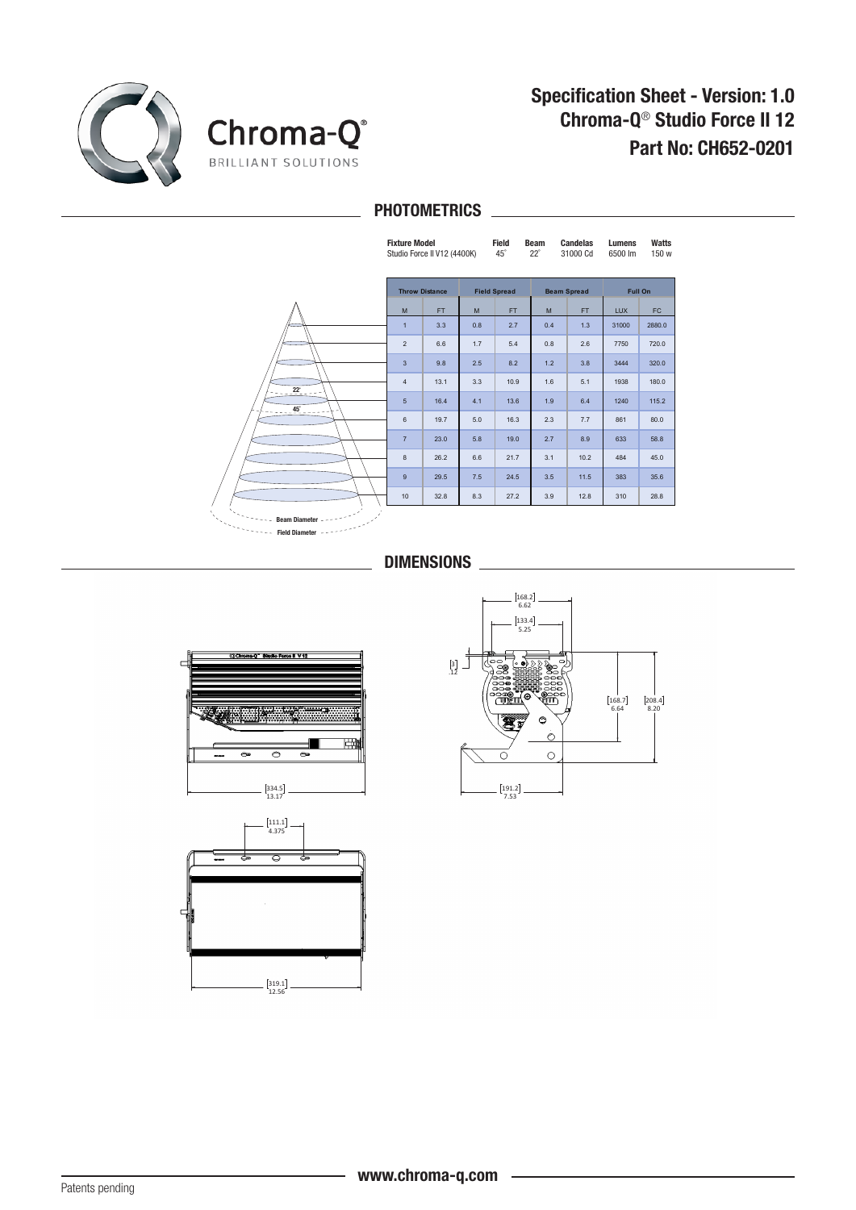# Specification Sheet - Version: 1.0
## Chroma-Q® Studio Force II 12
## Part No: CH652-0201

## PHOTOMETRICS

| Fixture Model | Field | Beam | Candelas | Lumens | Watts |
|---|---|---|---|---|---|
| Studio Force II V12 (4400K) | 45° | 22° | 31000 Cd | 6500 lm | 150 w |

| Throw Distance | | Field Spread | | Beam Spread | | Full On | |
|---|---|---|---|---|---|---|---|
| M | FT | M | FT | M | FT | LUX | FC |
| 1 | 3.3 | 0.8 | 2.7 | 0.4 | 1.3 | 31000 | 2880.0 |
| 2 | 6.6 | 1.7 | 5.4 | 0.8 | 2.6 | 7750 | 720.0 |
| 3 | 9.8 | 2.5 | 8.2 | 1.2 | 3.8 | 3444 | 320.0 |
| 4 | 13.1 | 3.3 | 10.9 | 1.6 | 5.1 | 1938 | 180.0 |
| 5 | 16.4 | 4.1 | 13.6 | 1.9 | 6.4 | 1240 | 115.2 |
| 6 | 19.7 | 5.0 | 16.3 | 2.3 | 7.7 | 861 | 80.0 |
| 7 | 23.0 | 5.8 | 19.0 | 2.7 | 8.9 | 633 | 58.8 |
| 8 | 26.2 | 6.6 | 21.7 | 3.1 | 10.2 | 484 | 45.0 |
| 9 | 29.5 | 7.5 | 24.5 | 3.5 | 11.5 | 383 | 35.6 |
| 10 | 32.8 | 8.3 | 27.2 | 3.9 | 12.8 | 310 | 28.8 |

22°
45°
Beam Diameter
Field Diameter

## DIMENSIONS

[334.5] 13.17

[111.1] 4.375

[319.1] 12.56

[168.2] 6.62

[133.4] 5.25

[3] .12

[168.7] 6.64

[208.4] 8.20

[191.2] 7.53

www.chroma-q.com

Patents pending